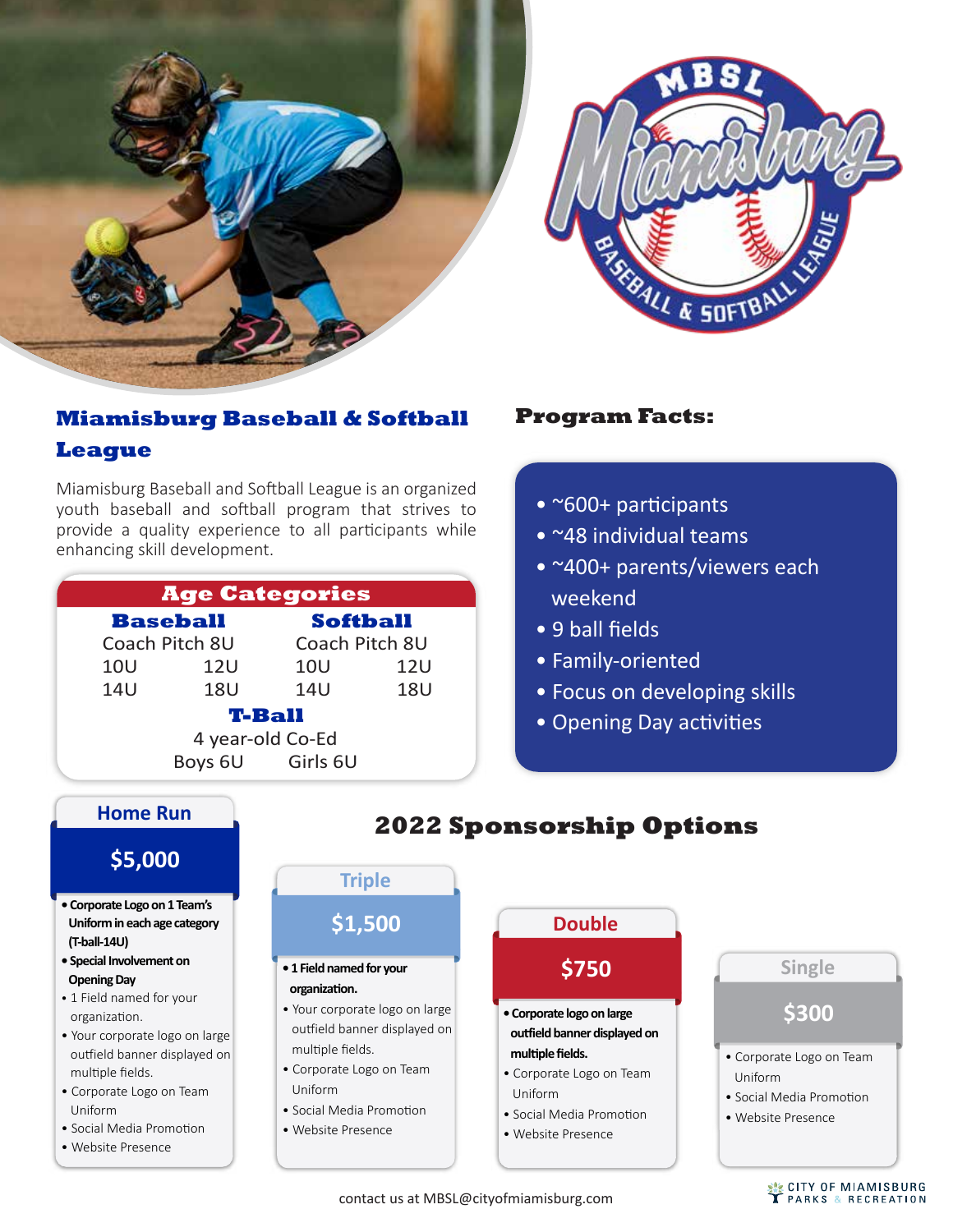# Miamisburg Baseball & Softball League

Miamisburg Baseball and Softball League is an organized youth baseball and softball program that strives to provide a quality experience to all participants while enhancing skill development.

| Age Categories | | | |
|---|---|---|---|
| **Baseball** | | **Softball** | |
| Coach Pitch 8U | | Coach Pitch 8U | |
| 10U | 12U | 10U | 12U |
| 14U | 18U | 14U | 18U |
| **T-Ball** | | | |
| 4 year-old Co-Ed | | | |
| Boys 6U | | Girls 6U | |

## Program Facts:

- ~600+ participants
- ~48 individual teams
- ~400+ parents/viewers each weekend
- 9 ball fields
- Family-oriented
- Focus on developing skills
- Opening Day activities

## 2022 Sponsorship Options

### Home Run

**$5,000**

- **Corporate Logo on 1 Team's Uniform in each age category (T-ball-14U)**
- **Special Involvement on Opening Day**
- 1 Field named for your organization.
- Your corporate logo on large outfield banner displayed on multiple fields.
- Corporate Logo on Team Uniform
- Social Media Promotion
- Website Presence

### Triple

**$1,500**

- **1 Field named for your organization.**
- Your corporate logo on large outfield banner displayed on multiple fields.
- Corporate Logo on Team Uniform
- Social Media Promotion
- Website Presence

### Double

**$750**

- **Corporate logo on large outfield banner displayed on multiple fields.**
- Corporate Logo on Team Uniform
- Social Media Promotion
- Website Presence

### Single

**$300**

- Corporate Logo on Team Uniform
- Social Media Promotion
- Website Presence

contact us at MBSL@cityofmiamisburg.com

CITY OF MIAMISBURG PARKS & RECREATION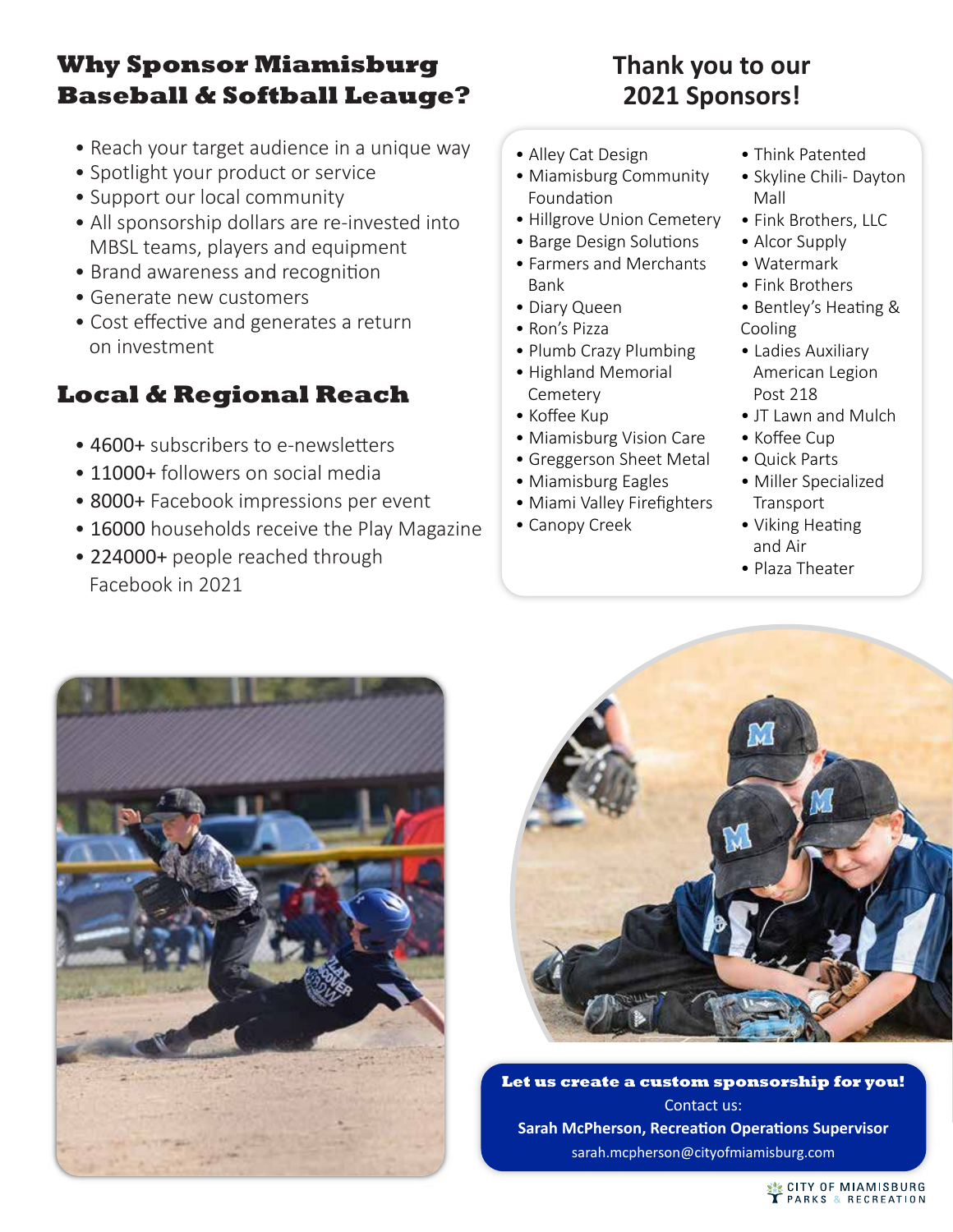## Why Sponsor Miamisburg Baseball & Softball Leauge?

- Reach your target audience in a unique way
- Spotlight your product or service
- Support our local community
- All sponsorship dollars are re-invested into MBSL teams, players and equipment
- Brand awareness and recognition
- Generate new customers
- Cost effective and generates a return on investment

## Local & Regional Reach

- 4600+ subscribers to e-newsletters
- 11000+ followers on social media
- 8000+ Facebook impressions per event
- 16000 households receive the Play Magazine
- 224000+ people reached through Facebook in 2021

## Thank you to our 2021 Sponsors!

- Alley Cat Design
- Miamisburg Community Foundation
- Hillgrove Union Cemetery
- Barge Design Solutions
- Farmers and Merchants Bank
- Diary Queen
- Ron's Pizza
- Plumb Crazy Plumbing
- Highland Memorial Cemetery
- Koffee Kup
- Miamisburg Vision Care
- Greggerson Sheet Metal
- Miamisburg Eagles
- Miami Valley Firefighters
- Canopy Creek
- Think Patented
- Skyline Chili- Dayton Mall
- Fink Brothers, LLC
- Alcor Supply
- Watermark
- Fink Brothers
- Bentley's Heating & Cooling
- Ladies Auxiliary American Legion Post 218
- JT Lawn and Mulch
- Koffee Cup
- Quick Parts
- Miller Specialized Transport
- Viking Heating and Air
- Plaza Theater

**Let us create a custom sponsorship for you!**

Contact us:

**Sarah McPherson, Recreation Operations Supervisor**

sarah.mcpherson@cityofmiamisburg.com

CITY OF MIAMISBURG PARKS & RECREATION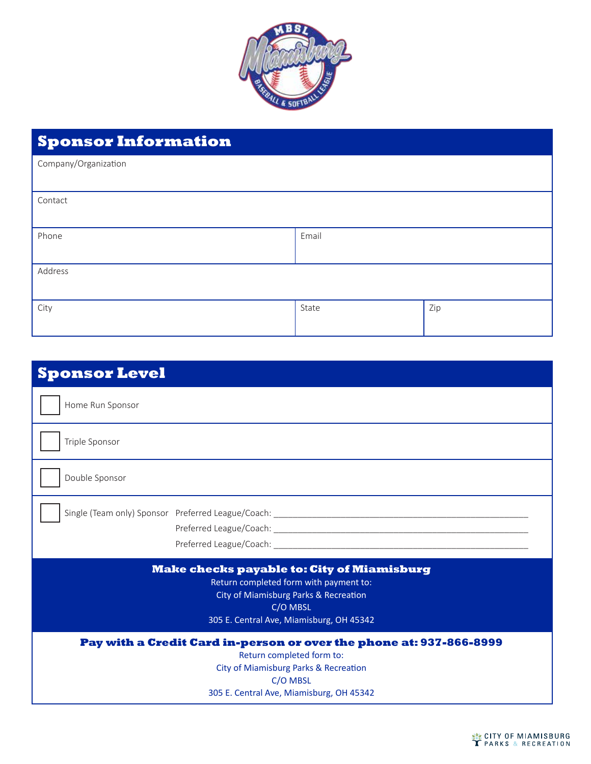## Sponsor Information

| | | |
|---|---|---|
| Company/Organization | | |
| Contact | | |
| Phone | Email | |
| Address | | |
| City | State | Zip |

## Sponsor Level

☐ Home Run Sponsor

☐ Triple Sponsor

☐ Double Sponsor

☐ Single (Team only) Sponsor  Preferred League/Coach: ___________________________________________
Preferred League/Coach: ___________________________________________
Preferred League/Coach: ___________________________________________

**Make checks payable to: City of Miamisburg**
Return completed form with payment to:
City of Miamisburg Parks & Recreation
C/O MBSL
305 E. Central Ave, Miamisburg, OH 45342

**Pay with a Credit Card in-person or over the phone at: 937-866-8999**
Return completed form to:
City of Miamisburg Parks & Recreation
C/O MBSL
305 E. Central Ave, Miamisburg, OH 45342